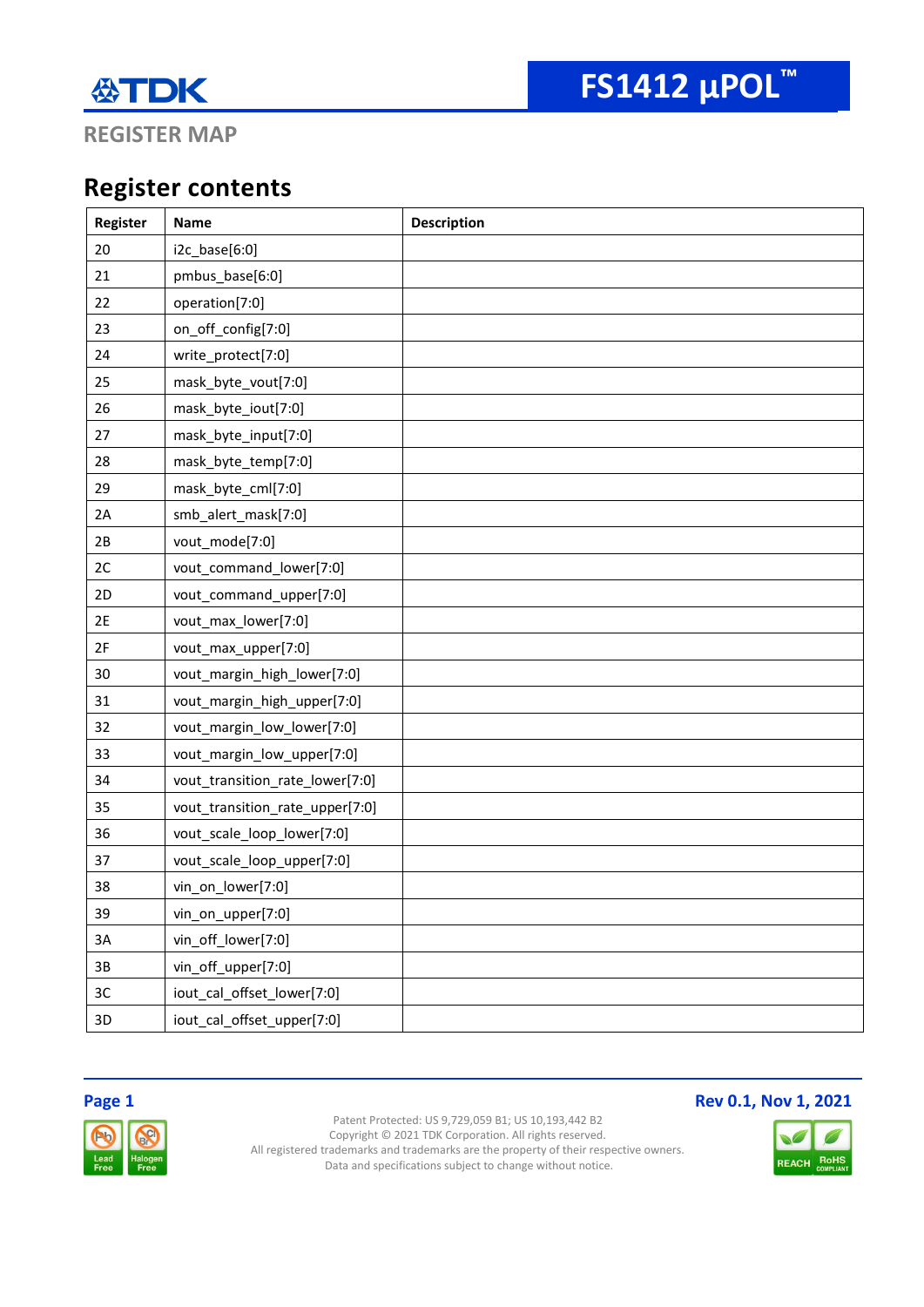# REGISTER MAP

## Register contents

| Register | Name | Description |
|---|---|---|
| 20 | i2c_base[6:0] | |
| 21 | pmbus_base[6:0] | |
| 22 | operation[7:0] | |
| 23 | on_off_config[7:0] | |
| 24 | write_protect[7:0] | |
| 25 | mask_byte_vout[7:0] | |
| 26 | mask_byte_iout[7:0] | |
| 27 | mask_byte_input[7:0] | |
| 28 | mask_byte_temp[7:0] | |
| 29 | mask_byte_cml[7:0] | |
| 2A | smb_alert_mask[7:0] | |
| 2B | vout_mode[7:0] | |
| 2C | vout_command_lower[7:0] | |
| 2D | vout_command_upper[7:0] | |
| 2E | vout_max_lower[7:0] | |
| 2F | vout_max_upper[7:0] | |
| 30 | vout_margin_high_lower[7:0] | |
| 31 | vout_margin_high_upper[7:0] | |
| 32 | vout_margin_low_lower[7:0] | |
| 33 | vout_margin_low_upper[7:0] | |
| 34 | vout_transition_rate_lower[7:0] | |
| 35 | vout_transition_rate_upper[7:0] | |
| 36 | vout_scale_loop_lower[7:0] | |
| 37 | vout_scale_loop_upper[7:0] | |
| 38 | vin_on_lower[7:0] | |
| 39 | vin_on_upper[7:0] | |
| 3A | vin_off_lower[7:0] | |
| 3B | vin_off_upper[7:0] | |
| 3C | iout_cal_offset_lower[7:0] | |
| 3D | iout_cal_offset_upper[7:0] | |

Patent Protected: US 9,729,059 B1; US 10,193,442 B2
Copyright © 2021 TDK Corporation. All rights reserved.
All registered trademarks and trademarks are the property of their respective owners.
Data and specifications subject to change without notice.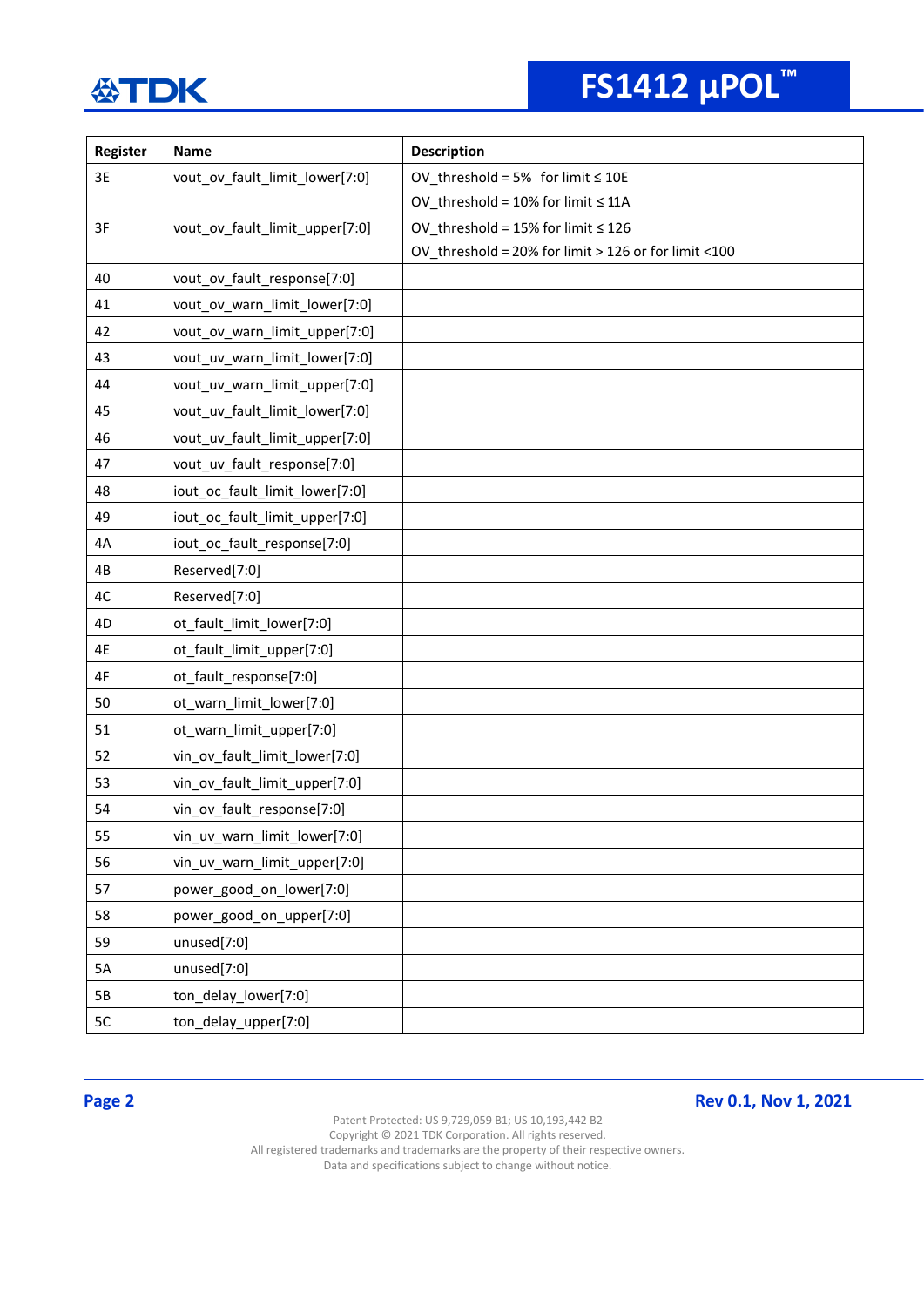| Register | Name | Description |
|---|---|---|
| 3E | vout_ov_fault_limit_lower[7:0] | OV_threshold = 5% for limit ≤ 10E<br>OV_threshold = 10% for limit ≤ 11A |
| 3F | vout_ov_fault_limit_upper[7:0] | OV_threshold = 15% for limit ≤ 126<br>OV_threshold = 20% for limit > 126 or for limit <100 |
| 40 | vout_ov_fault_response[7:0] | |
| 41 | vout_ov_warn_limit_lower[7:0] | |
| 42 | vout_ov_warn_limit_upper[7:0] | |
| 43 | vout_uv_warn_limit_lower[7:0] | |
| 44 | vout_uv_warn_limit_upper[7:0] | |
| 45 | vout_uv_fault_limit_lower[7:0] | |
| 46 | vout_uv_fault_limit_upper[7:0] | |
| 47 | vout_uv_fault_response[7:0] | |
| 48 | iout_oc_fault_limit_lower[7:0] | |
| 49 | iout_oc_fault_limit_upper[7:0] | |
| 4A | iout_oc_fault_response[7:0] | |
| 4B | Reserved[7:0] | |
| 4C | Reserved[7:0] | |
| 4D | ot_fault_limit_lower[7:0] | |
| 4E | ot_fault_limit_upper[7:0] | |
| 4F | ot_fault_response[7:0] | |
| 50 | ot_warn_limit_lower[7:0] | |
| 51 | ot_warn_limit_upper[7:0] | |
| 52 | vin_ov_fault_limit_lower[7:0] | |
| 53 | vin_ov_fault_limit_upper[7:0] | |
| 54 | vin_ov_fault_response[7:0] | |
| 55 | vin_uv_warn_limit_lower[7:0] | |
| 56 | vin_uv_warn_limit_upper[7:0] | |
| 57 | power_good_on_lower[7:0] | |
| 58 | power_good_on_upper[7:0] | |
| 59 | unused[7:0] | |
| 5A | unused[7:0] | |
| 5B | ton_delay_lower[7:0] | |
| 5C | ton_delay_upper[7:0] | |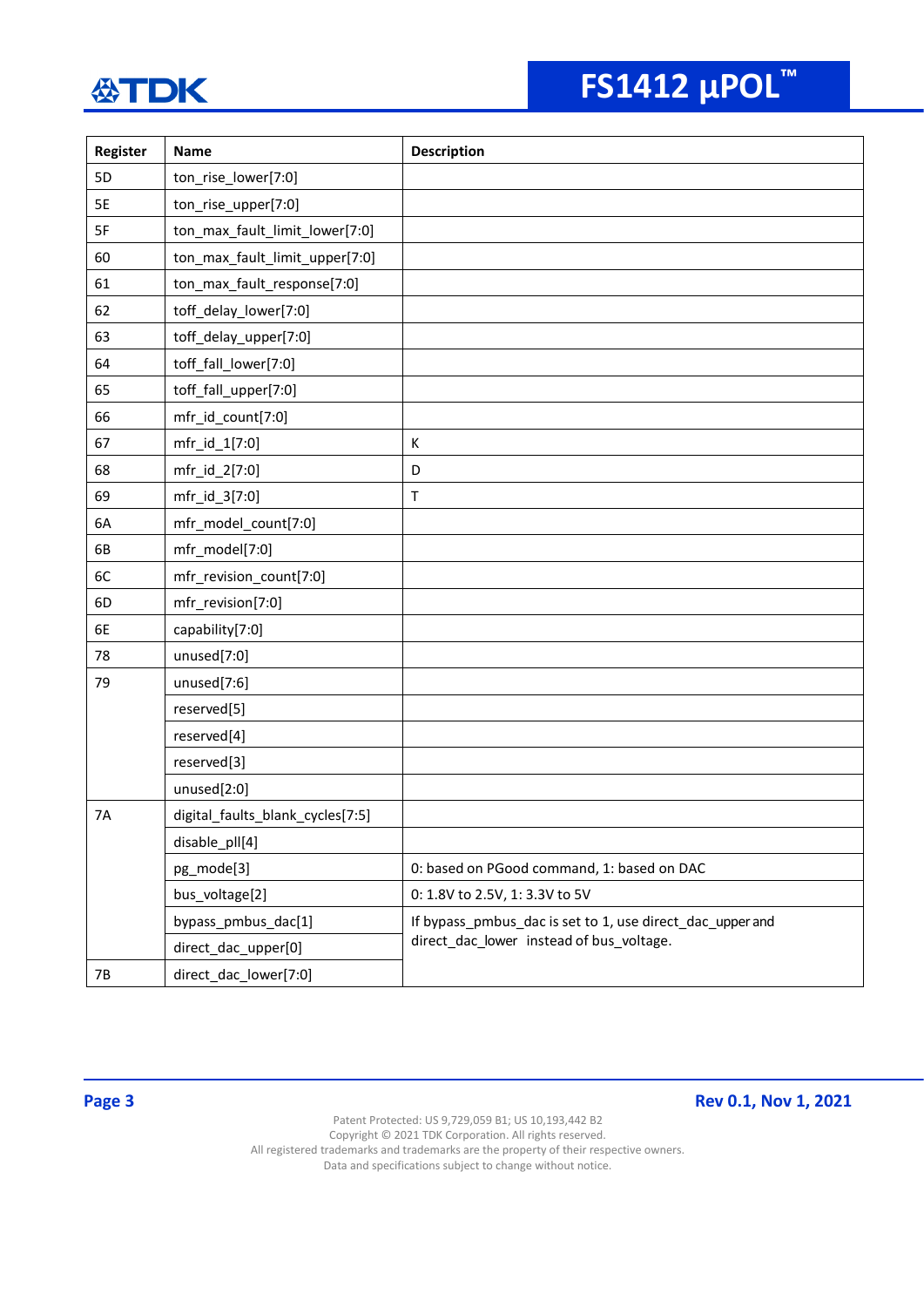| Register | Name | Description |
|---|---|---|
| 5D | ton_rise_lower[7:0] | |
| 5E | ton_rise_upper[7:0] | |
| 5F | ton_max_fault_limit_lower[7:0] | |
| 60 | ton_max_fault_limit_upper[7:0] | |
| 61 | ton_max_fault_response[7:0] | |
| 62 | toff_delay_lower[7:0] | |
| 63 | toff_delay_upper[7:0] | |
| 64 | toff_fall_lower[7:0] | |
| 65 | toff_fall_upper[7:0] | |
| 66 | mfr_id_count[7:0] | |
| 67 | mfr_id_1[7:0] | K |
| 68 | mfr_id_2[7:0] | D |
| 69 | mfr_id_3[7:0] | T |
| 6A | mfr_model_count[7:0] | |
| 6B | mfr_model[7:0] | |
| 6C | mfr_revision_count[7:0] | |
| 6D | mfr_revision[7:0] | |
| 6E | capability[7:0] | |
| 78 | unused[7:0] | |
| 79 | unused[7:6] | |
| | reserved[5] | |
| | reserved[4] | |
| | reserved[3] | |
| | unused[2:0] | |
| 7A | digital_faults_blank_cycles[7:5] | |
| | disable_pll[4] | |
| | pg_mode[3] | 0: based on PGood command, 1: based on DAC |
| | bus_voltage[2] | 0: 1.8V to 2.5V, 1: 3.3V to 5V |
| | bypass_pmbus_dac[1] | If bypass_pmbus_dac is set to 1, use direct_dac_upper and direct_dac_lower instead of bus_voltage. |
| | direct_dac_upper[0] | |
| 7B | direct_dac_lower[7:0] | |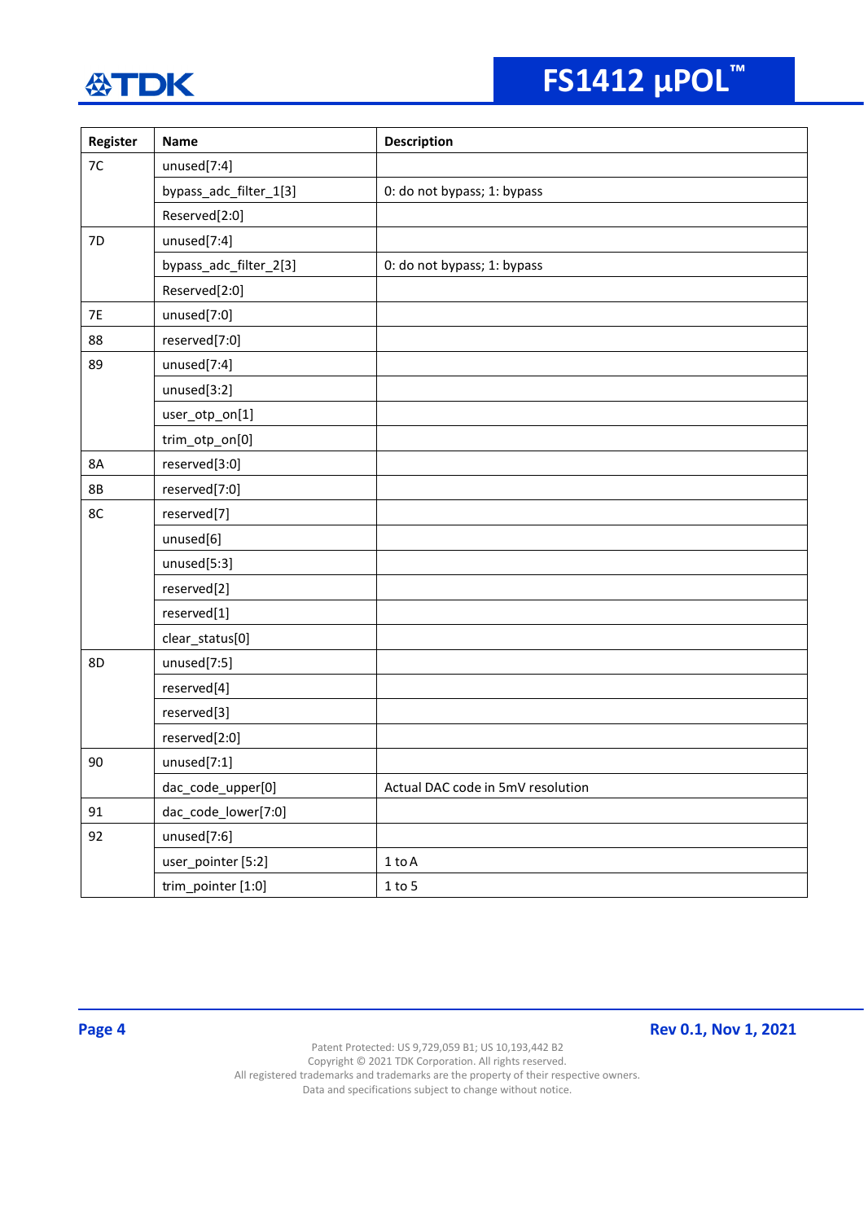| Register | Name | Description |
|---|---|---|
| 7C | unused[7:4] | |
| | bypass_adc_filter_1[3] | 0: do not bypass; 1: bypass |
| | Reserved[2:0] | |
| 7D | unused[7:4] | |
| | bypass_adc_filter_2[3] | 0: do not bypass; 1: bypass |
| | Reserved[2:0] | |
| 7E | unused[7:0] | |
| 88 | reserved[7:0] | |
| 89 | unused[7:4] | |
| | unused[3:2] | |
| | user_otp_on[1] | |
| | trim_otp_on[0] | |
| 8A | reserved[3:0] | |
| 8B | reserved[7:0] | |
| 8C | reserved[7] | |
| | unused[6] | |
| | unused[5:3] | |
| | reserved[2] | |
| | reserved[1] | |
| | clear_status[0] | |
| 8D | unused[7:5] | |
| | reserved[4] | |
| | reserved[3] | |
| | reserved[2:0] | |
| 90 | unused[7:1] | |
| | dac_code_upper[0] | Actual DAC code in 5mV resolution |
| 91 | dac_code_lower[7:0] | |
| 92 | unused[7:6] | |
| | user_pointer [5:2] | 1 to A |
| | trim_pointer [1:0] | 1 to 5 |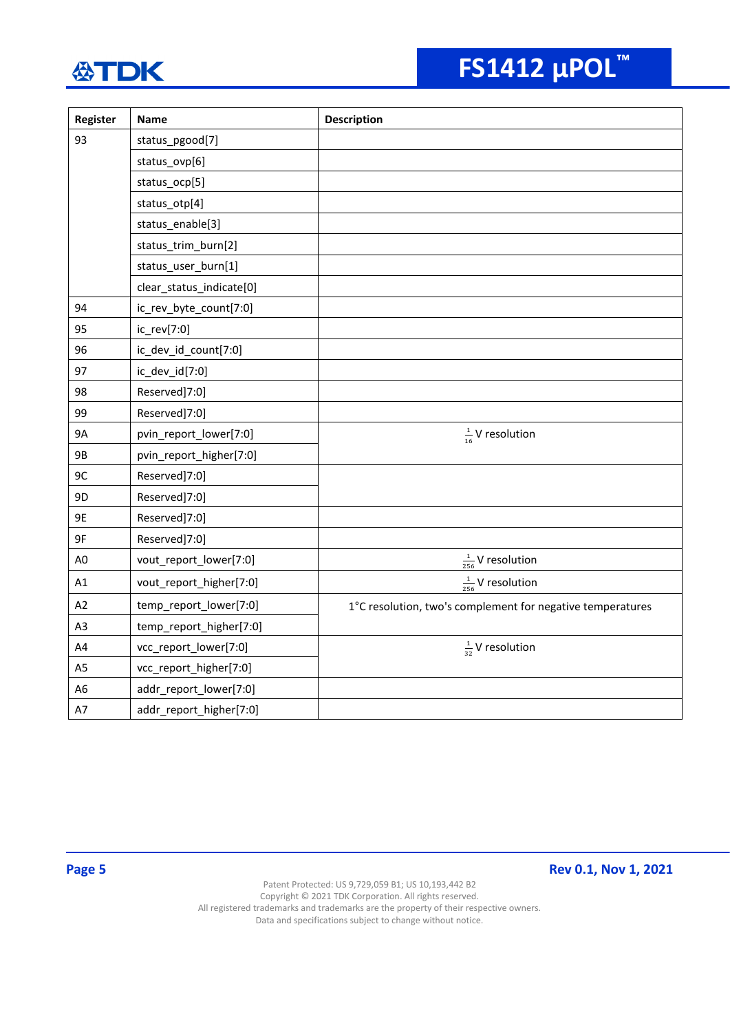| Register | Name | Description |
|---|---|---|
| 93 | status_pgood[7] | |
| | status_ovp[6] | |
| | status_ocp[5] | |
| | status_otp[4] | |
| | status_enable[3] | |
| | status_trim_burn[2] | |
| | status_user_burn[1] | |
| | clear_status_indicate[0] | |
| 94 | ic_rev_byte_count[7:0] | |
| 95 | ic_rev[7:0] | |
| 96 | ic_dev_id_count[7:0] | |
| 97 | ic_dev_id[7:0] | |
| 98 | Reserved]7:0] | |
| 99 | Reserved]7:0] | |
| 9A | pvin_report_lower[7:0] | $\frac{1}{16}$ V resolution |
| 9B | pvin_report_higher[7:0] | |
| 9C | Reserved]7:0] | |
| 9D | Reserved]7:0] | |
| 9E | Reserved]7:0] | |
| 9F | Reserved]7:0] | |
| A0 | vout_report_lower[7:0] | $\frac{1}{256}$ V resolution |
| A1 | vout_report_higher[7:0] | $\frac{1}{256}$ V resolution |
| A2 | temp_report_lower[7:0] | 1°C resolution, two's complement for negative temperatures |
| A3 | temp_report_higher[7:0] | |
| A4 | vcc_report_lower[7:0] | $\frac{1}{32}$ V resolution |
| A5 | vcc_report_higher[7:0] | |
| A6 | addr_report_lower[7:0] | |
| A7 | addr_report_higher[7:0] | |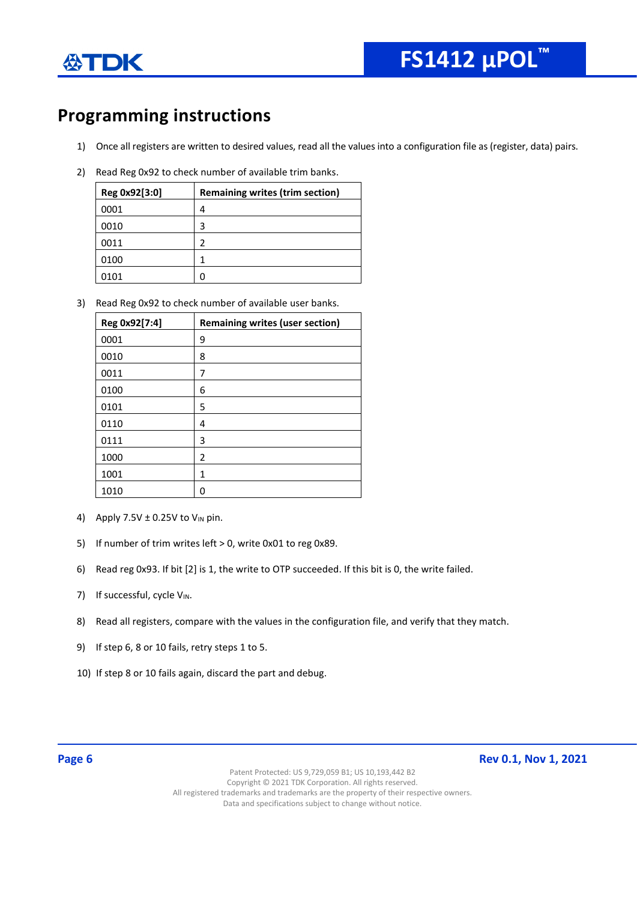# Programming instructions

1) Once all registers are written to desired values, read all the values into a configuration file as (register, data) pairs.

2) Read Reg 0x92 to check number of available trim banks.

| Reg 0x92[3:0] | Remaining writes (trim section) |
|---|---|
| 0001 | 4 |
| 0010 | 3 |
| 0011 | 2 |
| 0100 | 1 |
| 0101 | 0 |

3) Read Reg 0x92 to check number of available user banks.

| Reg 0x92[7:4] | Remaining writes (user section) |
|---|---|
| 0001 | 9 |
| 0010 | 8 |
| 0011 | 7 |
| 0100 | 6 |
| 0101 | 5 |
| 0110 | 4 |
| 0111 | 3 |
| 1000 | 2 |
| 1001 | 1 |
| 1010 | 0 |

4) Apply 7.5V ± 0.25V to $V_{IN}$ pin.

5) If number of trim writes left > 0, write 0x01 to reg 0x89.

6) Read reg 0x93. If bit [2] is 1, the write to OTP succeeded. If this bit is 0, the write failed.

7) If successful, cycle $V_{IN}$.

8) Read all registers, compare with the values in the configuration file, and verify that they match.

9) If step 6, 8 or 10 fails, retry steps 1 to 5.

10) If step 8 or 10 fails again, discard the part and debug.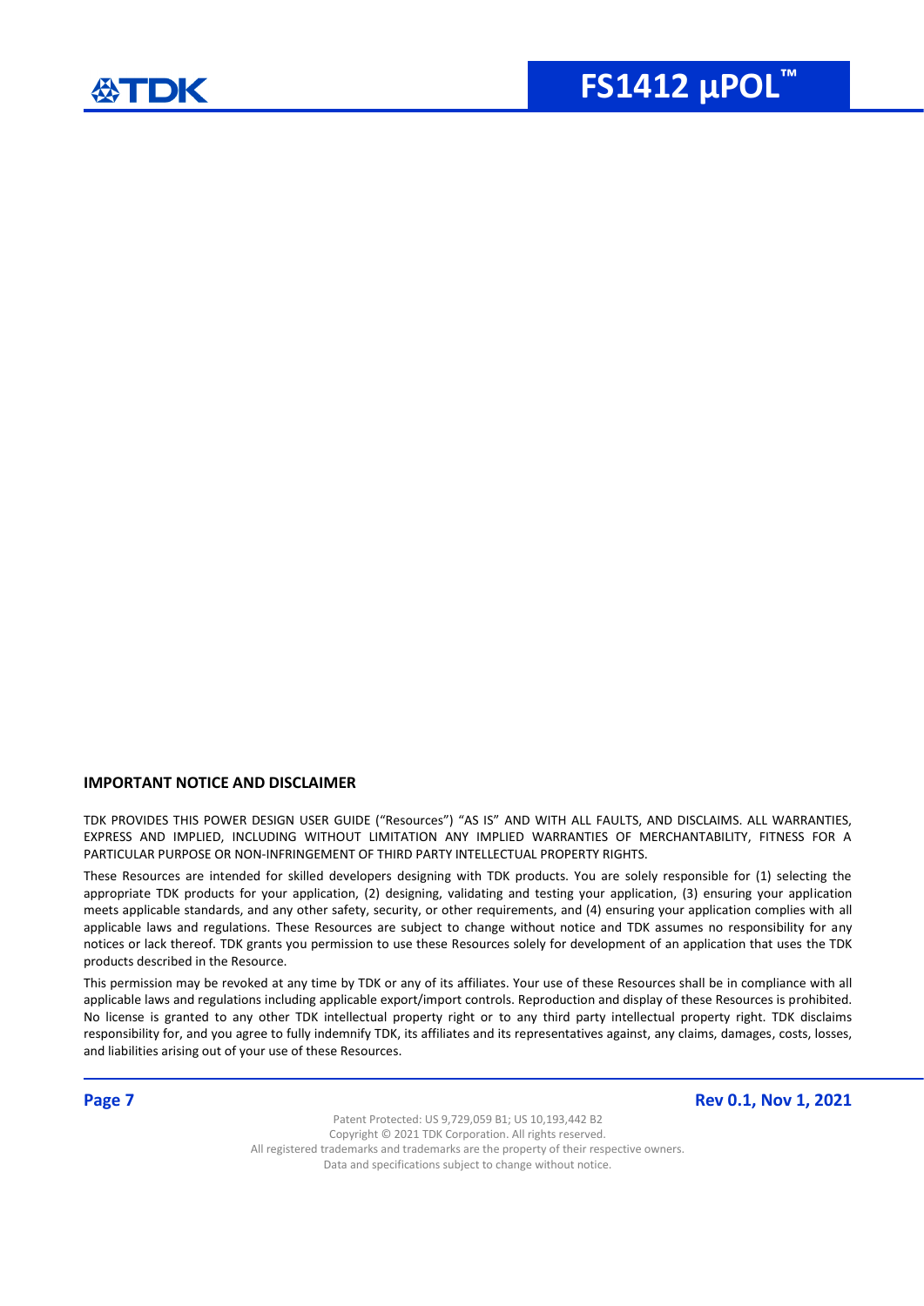## IMPORTANT NOTICE AND DISCLAIMER

TDK PROVIDES THIS POWER DESIGN USER GUIDE ("Resources") "AS IS" AND WITH ALL FAULTS, AND DISCLAIMS. ALL WARRANTIES, EXPRESS AND IMPLIED, INCLUDING WITHOUT LIMITATION ANY IMPLIED WARRANTIES OF MERCHANTABILITY, FITNESS FOR A PARTICULAR PURPOSE OR NON-INFRINGEMENT OF THIRD PARTY INTELLECTUAL PROPERTY RIGHTS.

These Resources are intended for skilled developers designing with TDK products. You are solely responsible for (1) selecting the appropriate TDK products for your application, (2) designing, validating and testing your application, (3) ensuring your application meets applicable standards, and any other safety, security, or other requirements, and (4) ensuring your application complies with all applicable laws and regulations. These Resources are subject to change without notice and TDK assumes no responsibility for any notices or lack thereof. TDK grants you permission to use these Resources solely for development of an application that uses the TDK products described in the Resource.

This permission may be revoked at any time by TDK or any of its affiliates. Your use of these Resources shall be in compliance with all applicable laws and regulations including applicable export/import controls. Reproduction and display of these Resources is prohibited. No license is granted to any other TDK intellectual property right or to any third party intellectual property right. TDK disclaims responsibility for, and you agree to fully indemnify TDK, its affiliates and its representatives against, any claims, damages, costs, losses, and liabilities arising out of your use of these Resources.